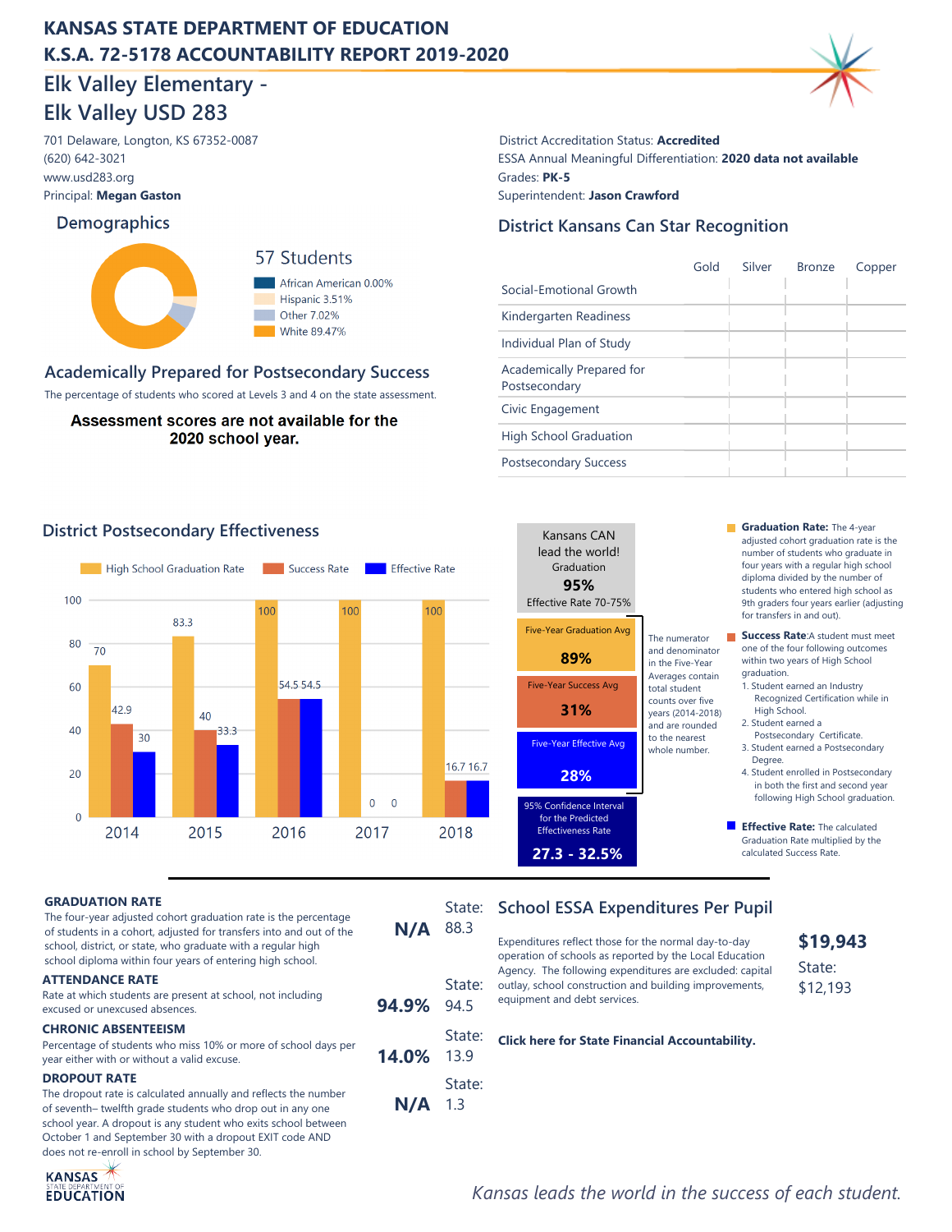# KANSAS STATE DEPARTMENT OF EDUCATION
# K.S.A. 72-5178 ACCOUNTABILITY REPORT 2019-2020

## Elk Valley Elementary - Elk Valley USD 283

701 Delaware, Longton, KS 67352-0087
(620) 642-3021
www.usd283.org
Principal: **Megan Gaston**

District Accreditation Status: **Accredited**
ESSA Annual Meaningful Differentiation: **2020 data not available**
Grades: **PK-5**
Superintendent: **Jason Crawford**

## Demographics

57 Students

- African American 0.00%
- Hispanic 3.51%
- Other 7.02%
- White 89.47%

## Academically Prepared for Postsecondary Success

The percentage of students who scored at Levels 3 and 4 on the state assessment.

**Assessment scores are not available for the 2020 school year.**

## District Kansans Can Star Recognition

| | Gold | Silver | Bronze | Copper |
|---|---|---|---|---|
| Social-Emotional Growth | | | | |
| Kindergarten Readiness | | | | |
| Individual Plan of Study | | | | |
| Academically Prepared for Postsecondary | | | | |
| Civic Engagement | | | | |
| High School Graduation | | | | |
| Postsecondary Success | | | | |

## District Postsecondary Effectiveness

| Year | High School Graduation Rate | Success Rate | Effective Rate |
|---|---|---|---|
| 2014 | 70 | 42.9 | 30 |
| 2015 | 83.3 | 40 | 33.3 |
| 2016 | 100 | 54.5 | 54.5 |
| 2017 | 100 | 0 | 0 |
| 2018 | 100 | 16.7 | 16.7 |

Kansans CAN lead the world!
Graduation **95%**
Effective Rate 70-75%

Five-Year Graduation Avg **89%**

Five-Year Success Avg **31%**

Five-Year Effective Avg **28%**

95% Confidence Interval for the Predicted Effectiveness Rate **27.3 - 32.5%**

The numerator and denominator in the Five-Year Averages contain total student counts over five years (2014-2018) and are rounded to the nearest whole number.

**Graduation Rate:** The 4-year adjusted cohort graduation rate is the number of students who graduate in four years with a regular high school diploma divided by the number of students who entered high school as 9th graders four years earlier (adjusting for transfers in and out).

**Success Rate:** A student must meet one of the four following outcomes within two years of High School graduation.

1. Student earned an Industry Recognized Certification while in High School.
2. Student earned a Postsecondary Certificate.
3. Student earned a Postsecondary Degree.
4. Student enrolled in Postsecondary in both the first and second year following High School graduation.

**Effective Rate:** The calculated Graduation Rate multiplied by the calculated Success Rate.

**GRADUATION RATE**
The four-year adjusted cohort graduation rate is the percentage of students in a cohort, adjusted for transfers into and out of the school, district, or state, who graduate with a regular high school diploma within four years of entering high school.
**N/A** — State: 88.3

**ATTENDANCE RATE**
Rate at which students are present at school, not including excused or unexcused absences.
**94.9%** — State: 94.5

**CHRONIC ABSENTEEISM**
Percentage of students who miss 10% or more of school days per year either with or without a valid excuse.
**14.0%** — State: 13.9

**DROPOUT RATE**
The dropout rate is calculated annually and reflects the number of seventh– twelfth grade students who drop out in any one school year. A dropout is any student who exits school between October 1 and September 30 with a dropout EXIT code AND does not re-enroll in school by September 30.
**N/A** — State: 1.3

## School ESSA Expenditures Per Pupil

Expenditures reflect those for the normal day-to-day operation of schools as reported by the Local Education Agency. The following expenditures are excluded: capital outlay, school construction and building improvements, equipment and debt services.

**$19,943**
State: $12,193

**Click here for State Financial Accountability.**

*Kansas leads the world in the success of each student.*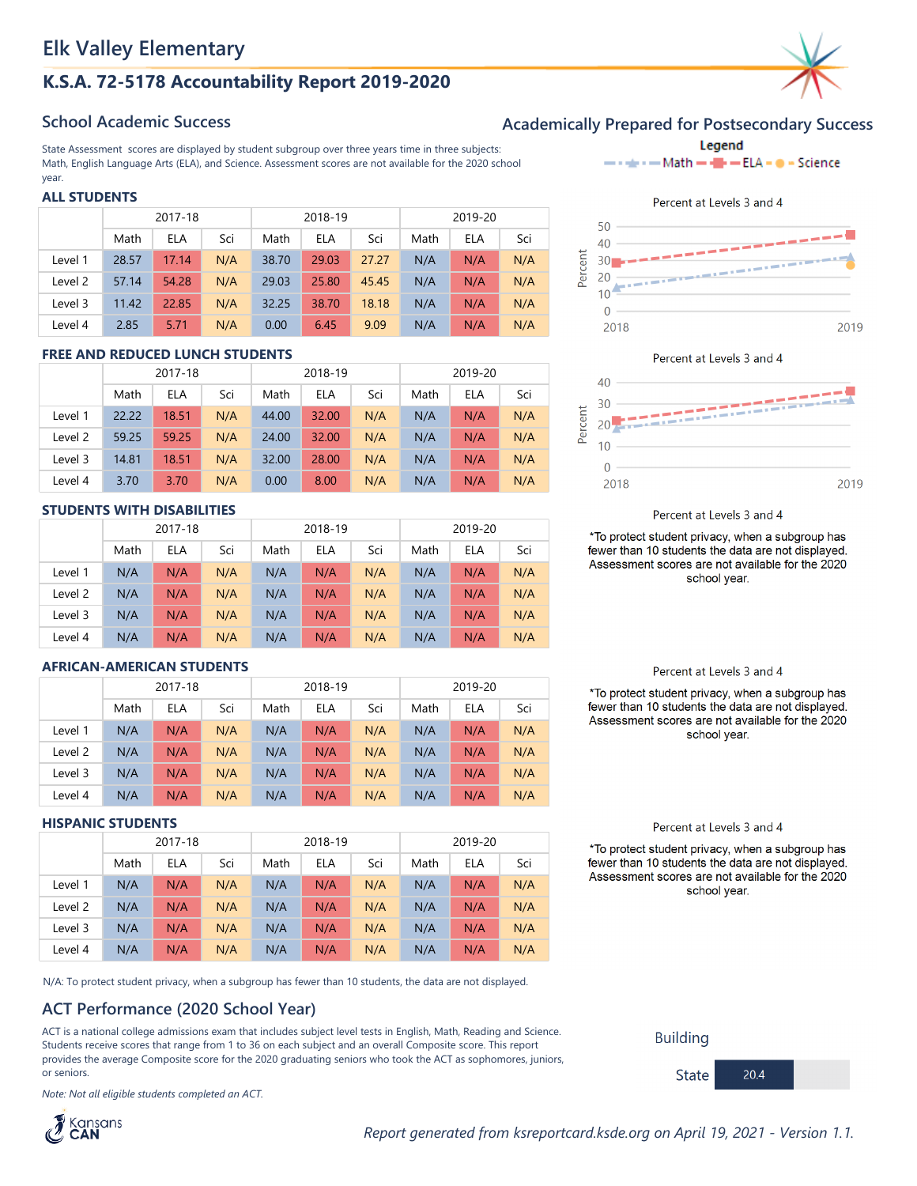# Elk Valley Elementary

## K.S.A. 72-5178 Accountability Report 2019-2020

## School Academic Success

State Assessment scores are displayed by student subgroup over three years time in three subjects: Math, English Language Arts (ELA), and Science. Assessment scores are not available for the 2020 school year.

### ALL STUDENTS

| | 2017-18 | | | 2018-19 | | | 2019-20 | | |
|---|---|---|---|---|---|---|---|---|---|
| | Math | ELA | Sci | Math | ELA | Sci | Math | ELA | Sci |
| Level 1 | 28.57 | 17.14 | N/A | 38.70 | 29.03 | 27.27 | N/A | N/A | N/A |
| Level 2 | 57.14 | 54.28 | N/A | 29.03 | 25.80 | 45.45 | N/A | N/A | N/A |
| Level 3 | 11.42 | 22.85 | N/A | 32.25 | 38.70 | 18.18 | N/A | N/A | N/A |
| Level 4 | 2.85 | 5.71 | N/A | 0.00 | 6.45 | 9.09 | N/A | N/A | N/A |

### FREE AND REDUCED LUNCH STUDENTS

| | 2017-18 | | | 2018-19 | | | 2019-20 | | |
|---|---|---|---|---|---|---|---|---|---|
| | Math | ELA | Sci | Math | ELA | Sci | Math | ELA | Sci |
| Level 1 | 22.22 | 18.51 | N/A | 44.00 | 32.00 | N/A | N/A | N/A | N/A |
| Level 2 | 59.25 | 59.25 | N/A | 24.00 | 32.00 | N/A | N/A | N/A | N/A |
| Level 3 | 14.81 | 18.51 | N/A | 32.00 | 28.00 | N/A | N/A | N/A | N/A |
| Level 4 | 3.70 | 3.70 | N/A | 0.00 | 8.00 | N/A | N/A | N/A | N/A |

### STUDENTS WITH DISABILITIES

| | 2017-18 | | | 2018-19 | | | 2019-20 | | |
|---|---|---|---|---|---|---|---|---|---|
| | Math | ELA | Sci | Math | ELA | Sci | Math | ELA | Sci |
| Level 1 | N/A | N/A | N/A | N/A | N/A | N/A | N/A | N/A | N/A |
| Level 2 | N/A | N/A | N/A | N/A | N/A | N/A | N/A | N/A | N/A |
| Level 3 | N/A | N/A | N/A | N/A | N/A | N/A | N/A | N/A | N/A |
| Level 4 | N/A | N/A | N/A | N/A | N/A | N/A | N/A | N/A | N/A |

### AFRICAN-AMERICAN STUDENTS

| | 2017-18 | | | 2018-19 | | | 2019-20 | | |
|---|---|---|---|---|---|---|---|---|---|
| | Math | ELA | Sci | Math | ELA | Sci | Math | ELA | Sci |
| Level 1 | N/A | N/A | N/A | N/A | N/A | N/A | N/A | N/A | N/A |
| Level 2 | N/A | N/A | N/A | N/A | N/A | N/A | N/A | N/A | N/A |
| Level 3 | N/A | N/A | N/A | N/A | N/A | N/A | N/A | N/A | N/A |
| Level 4 | N/A | N/A | N/A | N/A | N/A | N/A | N/A | N/A | N/A |

### HISPANIC STUDENTS

| | 2017-18 | | | 2018-19 | | | 2019-20 | | |
|---|---|---|---|---|---|---|---|---|---|
| | Math | ELA | Sci | Math | ELA | Sci | Math | ELA | Sci |
| Level 1 | N/A | N/A | N/A | N/A | N/A | N/A | N/A | N/A | N/A |
| Level 2 | N/A | N/A | N/A | N/A | N/A | N/A | N/A | N/A | N/A |
| Level 3 | N/A | N/A | N/A | N/A | N/A | N/A | N/A | N/A | N/A |
| Level 4 | N/A | N/A | N/A | N/A | N/A | N/A | N/A | N/A | N/A |

N/A: To protect student privacy, when a subgroup has fewer than 10 students, the data are not displayed.

## Academically Prepared for Postsecondary Success

Legend

Math — ELA — Science

Percent at Levels 3 and 4

Percent

50
40
30
20
10
0

2018
2019

Percent at Levels 3 and 4

Percent

40
30
20
10
0

2018
2019

Percent at Levels 3 and 4

*To protect student privacy, when a subgroup has fewer than 10 students the data are not displayed. Assessment scores are not available for the 2020 school year.

Percent at Levels 3 and 4

*To protect student privacy, when a subgroup has fewer than 10 students the data are not displayed. Assessment scores are not available for the 2020 school year.

Percent at Levels 3 and 4

*To protect student privacy, when a subgroup has fewer than 10 students the data are not displayed. Assessment scores are not available for the 2020 school year.

## ACT Performance (2020 School Year)

ACT is a national college admissions exam that includes subject level tests in English, Math, Reading and Science. Students receive scores that range from 1 to 36 on each subject and an overall Composite score. This report provides the average Composite score for the 2020 graduating seniors who took the ACT as sophomores, juniors, or seniors.

*Note: Not all eligible students completed an ACT.*

Building

State 20.4

*Report generated from ksreportcard.ksde.org on April 19, 2021 - Version 1.1.*